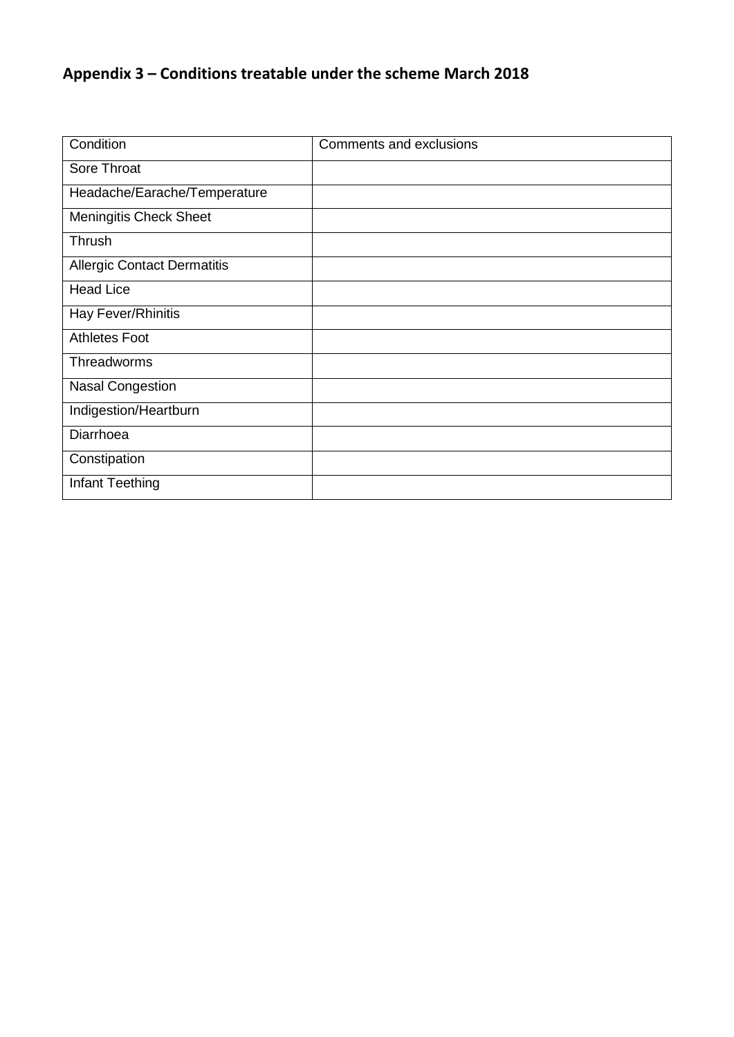# Appendix 3 – Conditions treatable under the scheme March 2018

| Condition | Comments and exclusions |
|---|---|
| Sore Throat | |
| Headache/Earache/Temperature | |
| Meningitis Check Sheet | |
| Thrush | |
| Allergic Contact Dermatitis | |
| Head Lice | |
| Hay Fever/Rhinitis | |
| Athletes Foot | |
| Threadworms | |
| Nasal Congestion | |
| Indigestion/Heartburn | |
| Diarrhoea | |
| Constipation | |
| Infant Teething | |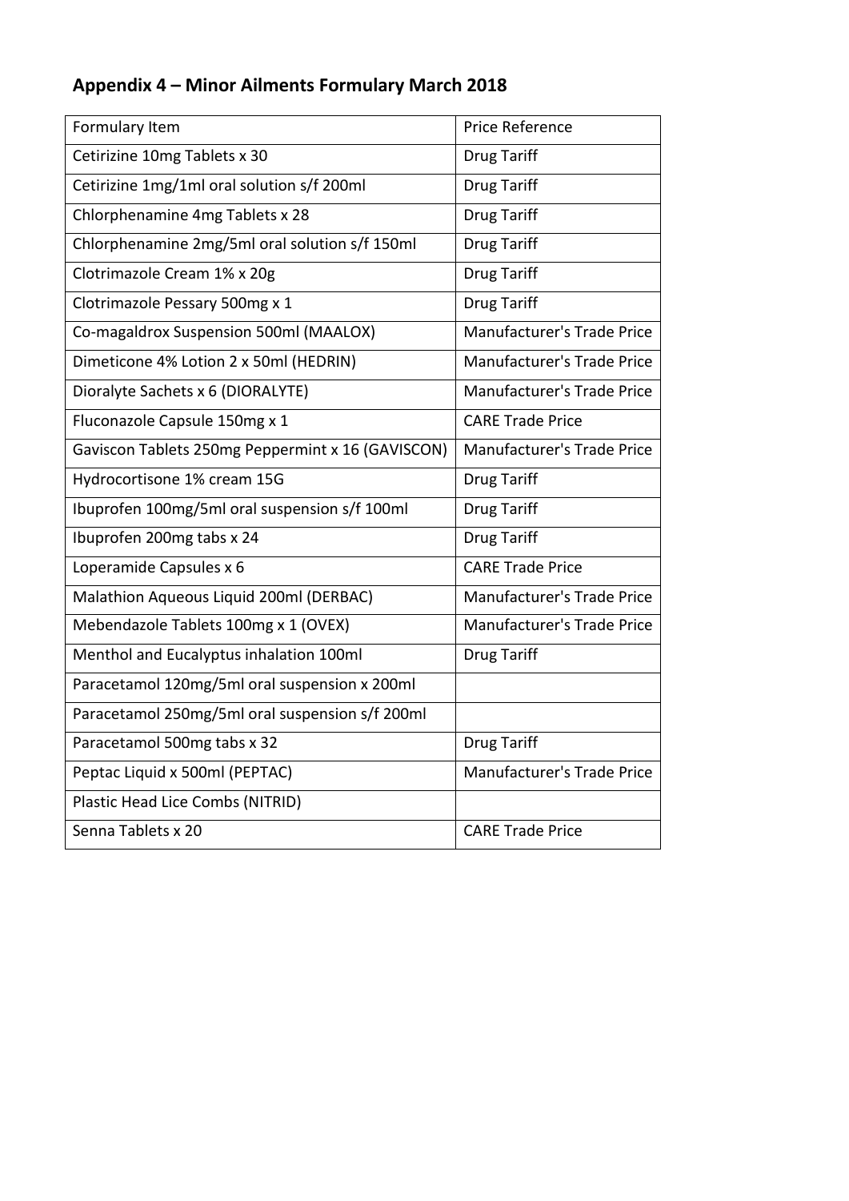## Appendix 4 – Minor Ailments Formulary March 2018

| Formulary Item | Price Reference |
|---|---|
| Cetirizine 10mg Tablets x 30 | Drug Tariff |
| Cetirizine 1mg/1ml oral solution s/f 200ml | Drug Tariff |
| Chlorphenamine 4mg Tablets x 28 | Drug Tariff |
| Chlorphenamine 2mg/5ml oral solution s/f 150ml | Drug Tariff |
| Clotrimazole Cream 1% x 20g | Drug Tariff |
| Clotrimazole Pessary 500mg x 1 | Drug Tariff |
| Co-magaldrox Suspension 500ml (MAALOX) | Manufacturer's Trade Price |
| Dimeticone 4% Lotion 2 x 50ml (HEDRIN) | Manufacturer's Trade Price |
| Dioralyte Sachets x 6 (DIORALYTE) | Manufacturer's Trade Price |
| Fluconazole Capsule 150mg x 1 | CARE Trade Price |
| Gaviscon Tablets 250mg Peppermint x 16 (GAVISCON) | Manufacturer's Trade Price |
| Hydrocortisone 1% cream 15G | Drug Tariff |
| Ibuprofen 100mg/5ml oral suspension s/f 100ml | Drug Tariff |
| Ibuprofen 200mg tabs x 24 | Drug Tariff |
| Loperamide Capsules x 6 | CARE Trade Price |
| Malathion Aqueous Liquid 200ml (DERBAC) | Manufacturer's Trade Price |
| Mebendazole Tablets 100mg x 1 (OVEX) | Manufacturer's Trade Price |
| Menthol and Eucalyptus inhalation 100ml | Drug Tariff |
| Paracetamol 120mg/5ml oral suspension x 200ml | |
| Paracetamol 250mg/5ml oral suspension s/f 200ml | |
| Paracetamol 500mg tabs x 32 | Drug Tariff |
| Peptac Liquid x 500ml (PEPTAC) | Manufacturer's Trade Price |
| Plastic Head Lice Combs (NITRID) | |
| Senna Tablets x 20 | CARE Trade Price |